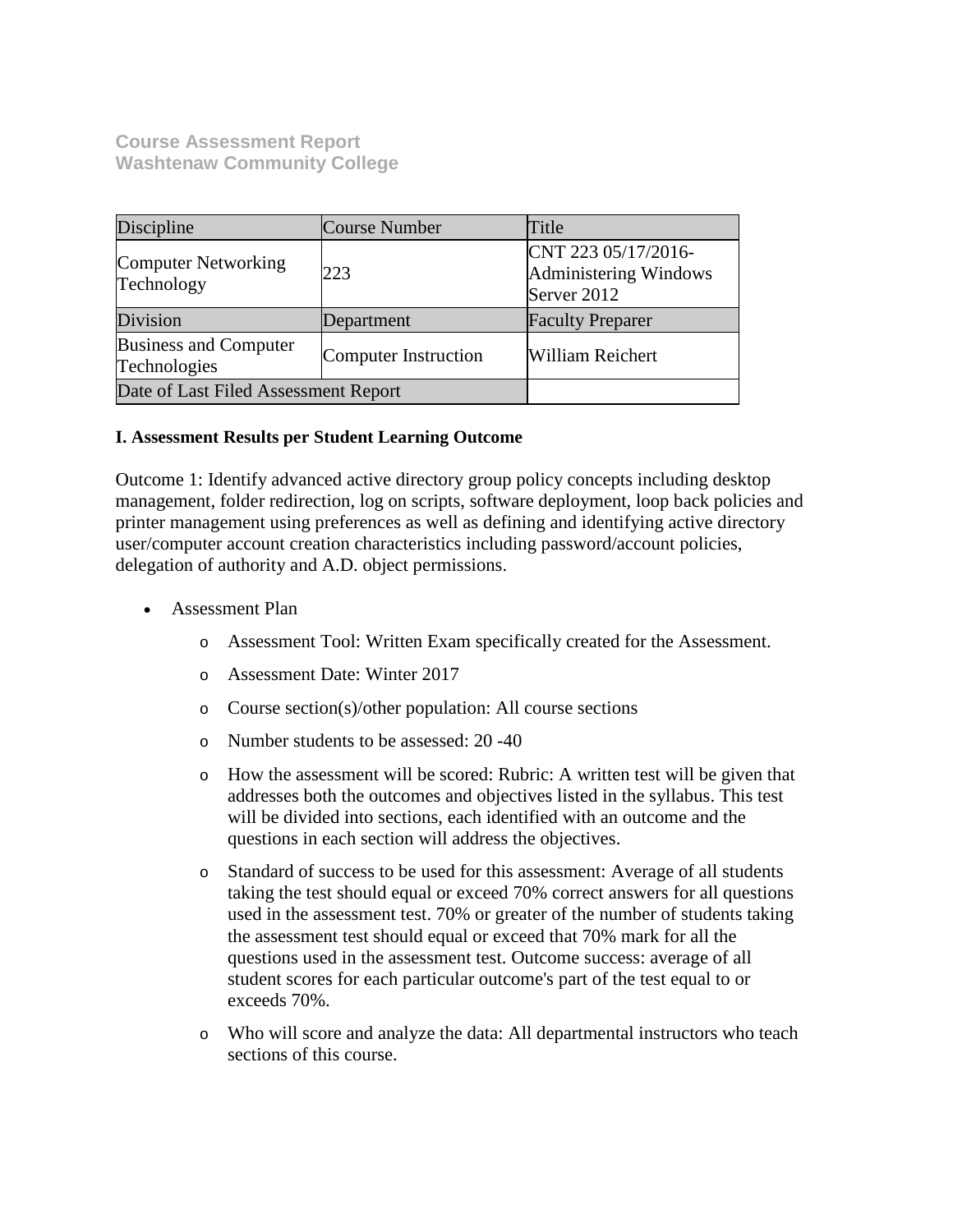**Course Assessment Report**
**Washtenaw Community College**

| Discipline | Course Number | Title |
| --- | --- | --- |
| Computer Networking Technology | 223 | CNT 223 05/17/2016-Administering Windows Server 2012 |
| Division | Department | Faculty Preparer |
| Business and Computer Technologies | Computer Instruction | William Reichert |
| Date of Last Filed Assessment Report | | |

**I. Assessment Results per Student Learning Outcome**

Outcome 1: Identify advanced active directory group policy concepts including desktop management, folder redirection, log on scripts, software deployment, loop back policies and printer management using preferences as well as defining and identifying active directory user/computer account creation characteristics including password/account policies, delegation of authority and A.D. object permissions.

- Assessment Plan
  - Assessment Tool: Written Exam specifically created for the Assessment.
  - Assessment Date: Winter 2017
  - Course section(s)/other population: All course sections
  - Number students to be assessed: 20 -40
  - How the assessment will be scored: Rubric: A written test will be given that addresses both the outcomes and objectives listed in the syllabus. This test will be divided into sections, each identified with an outcome and the questions in each section will address the objectives.
  - Standard of success to be used for this assessment: Average of all students taking the test should equal or exceed 70% correct answers for all questions used in the assessment test. 70% or greater of the number of students taking the assessment test should equal or exceed that 70% mark for all the questions used in the assessment test. Outcome success: average of all student scores for each particular outcome's part of the test equal to or exceeds 70%.
  - Who will score and analyze the data: All departmental instructors who teach sections of this course.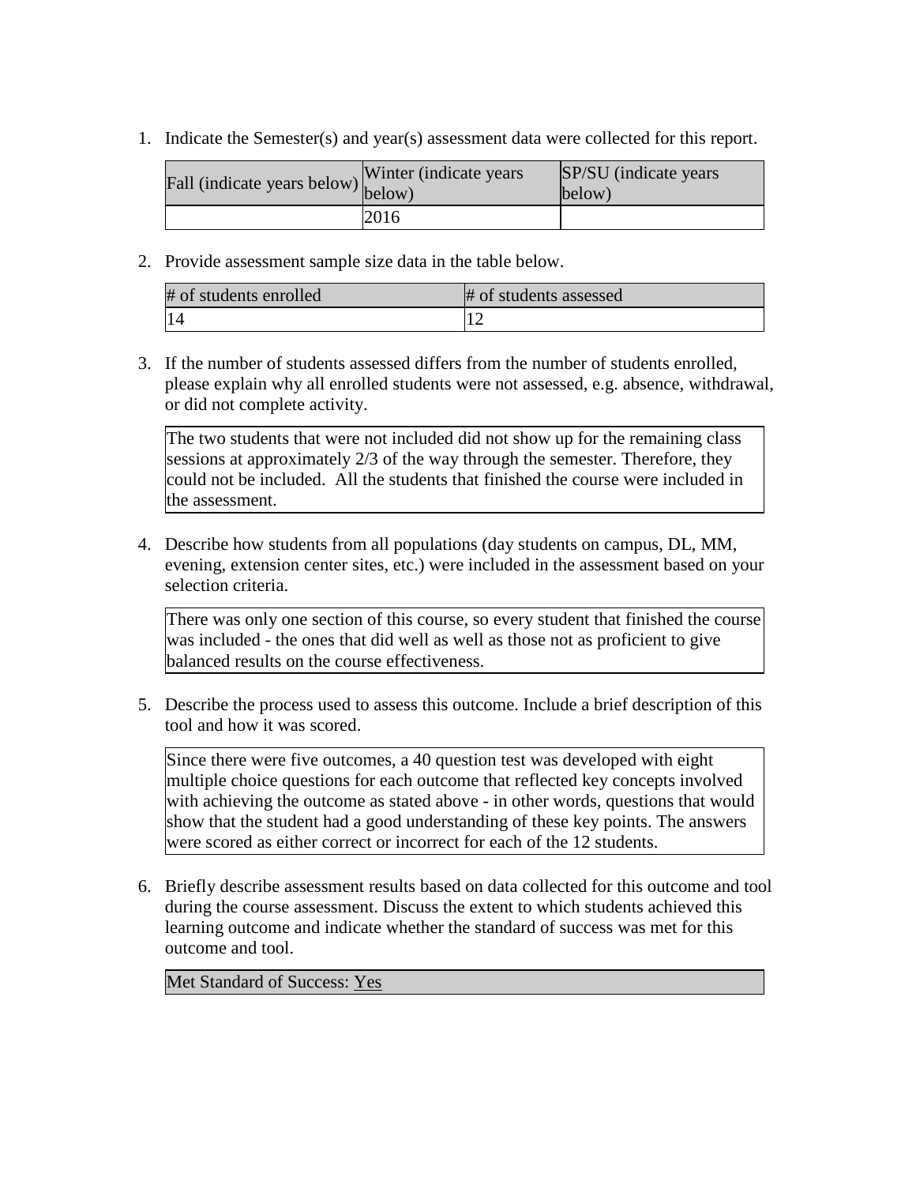1. Indicate the Semester(s) and year(s) assessment data were collected for this report.

| Fall (indicate years below) | Winter (indicate years below) | SP/SU (indicate years below) |
|---|---|---|
| | 2016 | |

2. Provide assessment sample size data in the table below.

| # of students enrolled | # of students assessed |
|---|---|
| 14 | 12 |

3. If the number of students assessed differs from the number of students enrolled, please explain why all enrolled students were not assessed, e.g. absence, withdrawal, or did not complete activity.

| The two students that were not included did not show up for the remaining class sessions at approximately 2/3 of the way through the semester. Therefore, they could not be included. All the students that finished the course were included in the assessment. |
|---|

4. Describe how students from all populations (day students on campus, DL, MM, evening, extension center sites, etc.) were included in the assessment based on your selection criteria.

| There was only one section of this course, so every student that finished the course was included - the ones that did well as well as those not as proficient to give balanced results on the course effectiveness. |
|---|

5. Describe the process used to assess this outcome. Include a brief description of this tool and how it was scored.

| Since there were five outcomes, a 40 question test was developed with eight multiple choice questions for each outcome that reflected key concepts involved with achieving the outcome as stated above - in other words, questions that would show that the student had a good understanding of these key points. The answers were scored as either correct or incorrect for each of the 12 students. |
|---|

6. Briefly describe assessment results based on data collected for this outcome and tool during the course assessment. Discuss the extent to which students achieved this learning outcome and indicate whether the standard of success was met for this outcome and tool.

| Met Standard of Success: Yes |
|---|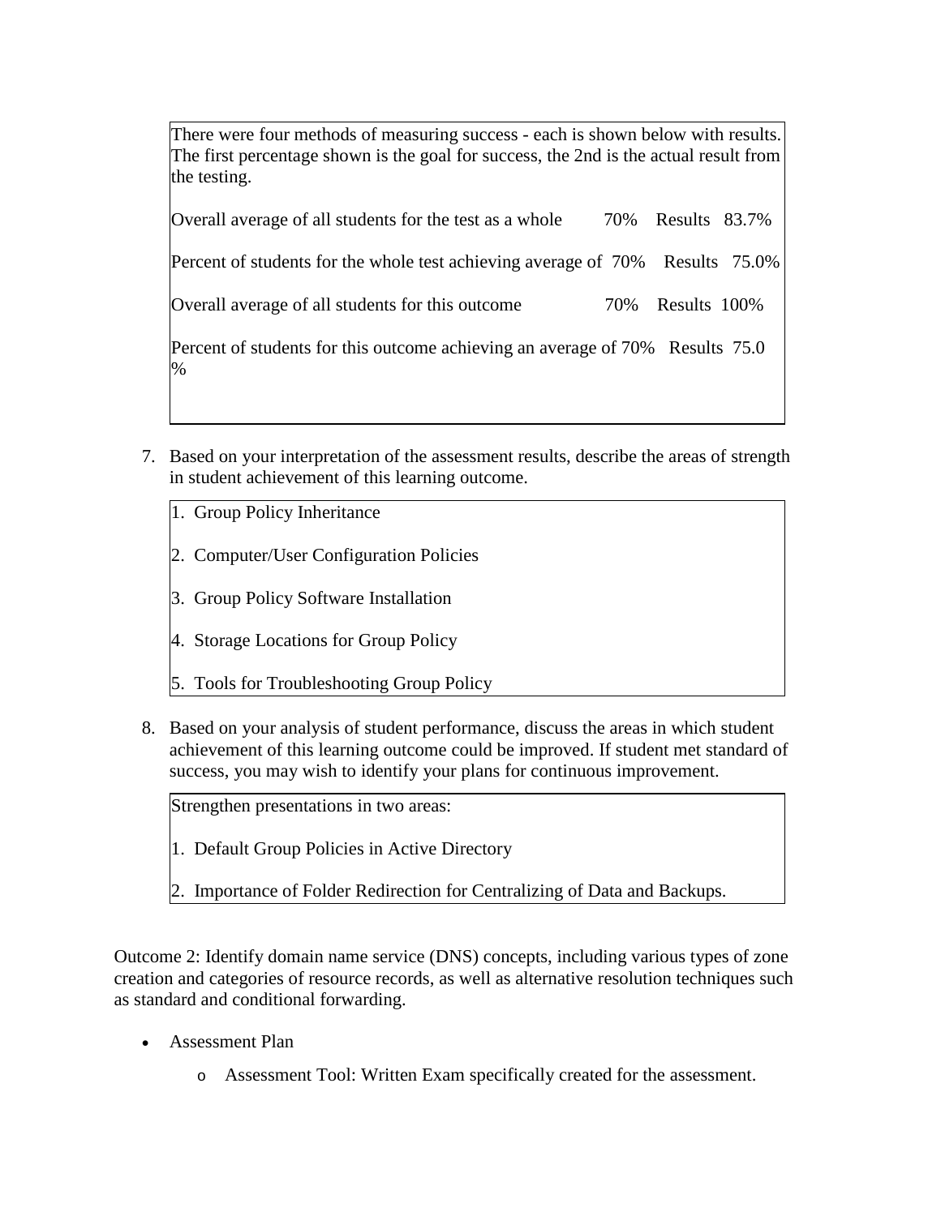There were four methods of measuring success - each is shown below with results. The first percentage shown is the goal for success, the 2nd is the actual result from the testing.

Overall average of all students for the test as a whole 70% Results 83.7%

Percent of students for the whole test achieving average of 70% Results 75.0%

Overall average of all students for this outcome 70% Results 100%

Percent of students for this outcome achieving an average of 70% Results 75.0 %

7. Based on your interpretation of the assessment results, describe the areas of strength in student achievement of this learning outcome.

    1. Group Policy Inheritance
    2. Computer/User Configuration Policies
    3. Group Policy Software Installation
    4. Storage Locations for Group Policy
    5. Tools for Troubleshooting Group Policy

8. Based on your analysis of student performance, discuss the areas in which student achievement of this learning outcome could be improved. If student met standard of success, you may wish to identify your plans for continuous improvement.

    Strengthen presentations in two areas:

    1. Default Group Policies in Active Directory
    2. Importance of Folder Redirection for Centralizing of Data and Backups.

Outcome 2: Identify domain name service (DNS) concepts, including various types of zone creation and categories of resource records, as well as alternative resolution techniques such as standard and conditional forwarding.

- Assessment Plan
    - Assessment Tool: Written Exam specifically created for the assessment.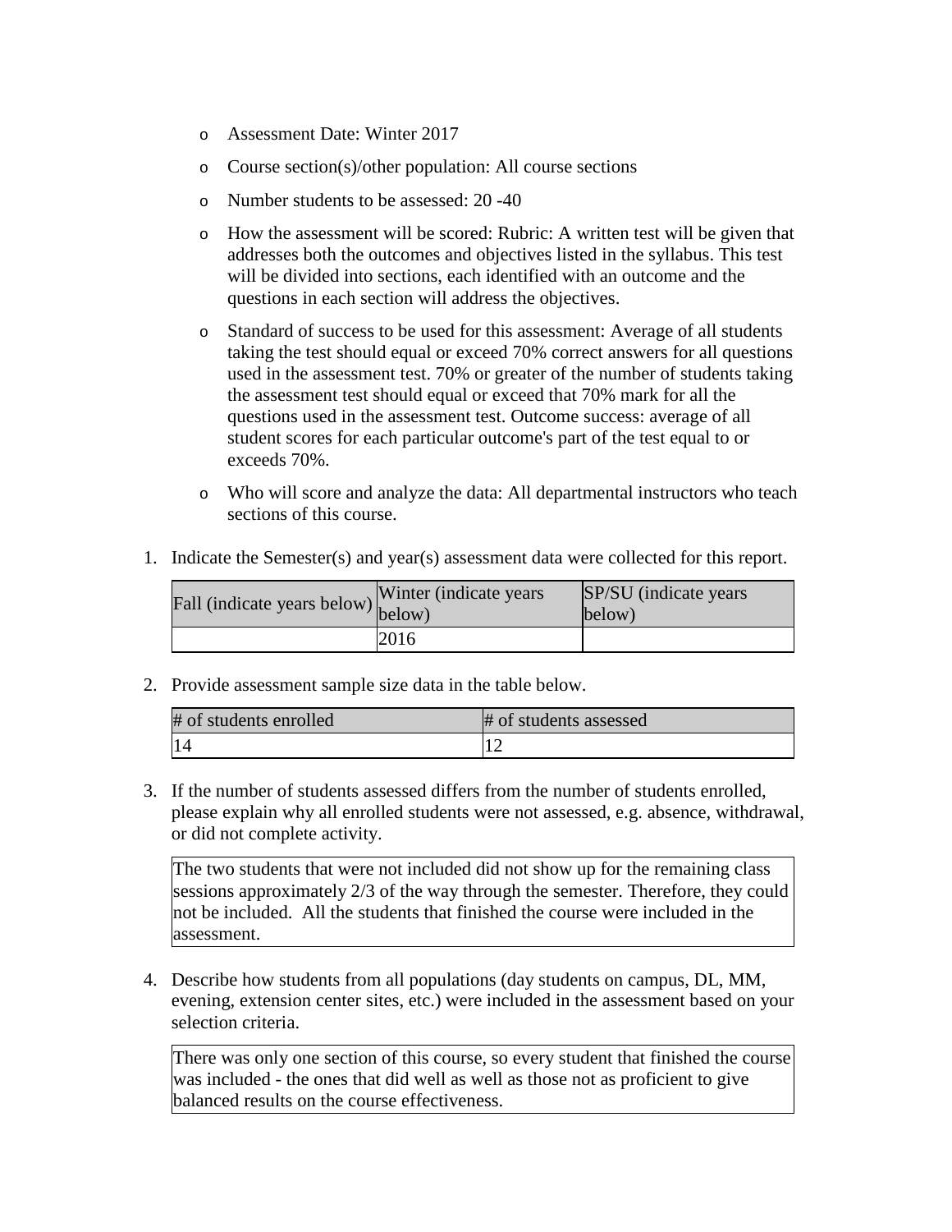- Assessment Date: Winter 2017
- Course section(s)/other population: All course sections
- Number students to be assessed: 20 -40
- How the assessment will be scored: Rubric: A written test will be given that addresses both the outcomes and objectives listed in the syllabus. This test will be divided into sections, each identified with an outcome and the questions in each section will address the objectives.
- Standard of success to be used for this assessment: Average of all students taking the test should equal or exceed 70% correct answers for all questions used in the assessment test. 70% or greater of the number of students taking the assessment test should equal or exceed that 70% mark for all the questions used in the assessment test. Outcome success: average of all student scores for each particular outcome's part of the test equal to or exceeds 70%.
- Who will score and analyze the data: All departmental instructors who teach sections of this course.

1. Indicate the Semester(s) and year(s) assessment data were collected for this report.

| Fall (indicate years below) | Winter (indicate years below) | SP/SU (indicate years below) |
| --- | --- | --- |
| | 2016 | |

2. Provide assessment sample size data in the table below.

| # of students enrolled | # of students assessed |
| --- | --- |
| 14 | 12 |

3. If the number of students assessed differs from the number of students enrolled, please explain why all enrolled students were not assessed, e.g. absence, withdrawal, or did not complete activity.

The two students that were not included did not show up for the remaining class sessions approximately 2/3 of the way through the semester. Therefore, they could not be included. All the students that finished the course were included in the assessment.

4. Describe how students from all populations (day students on campus, DL, MM, evening, extension center sites, etc.) were included in the assessment based on your selection criteria.

There was only one section of this course, so every student that finished the course was included - the ones that did well as well as those not as proficient to give balanced results on the course effectiveness.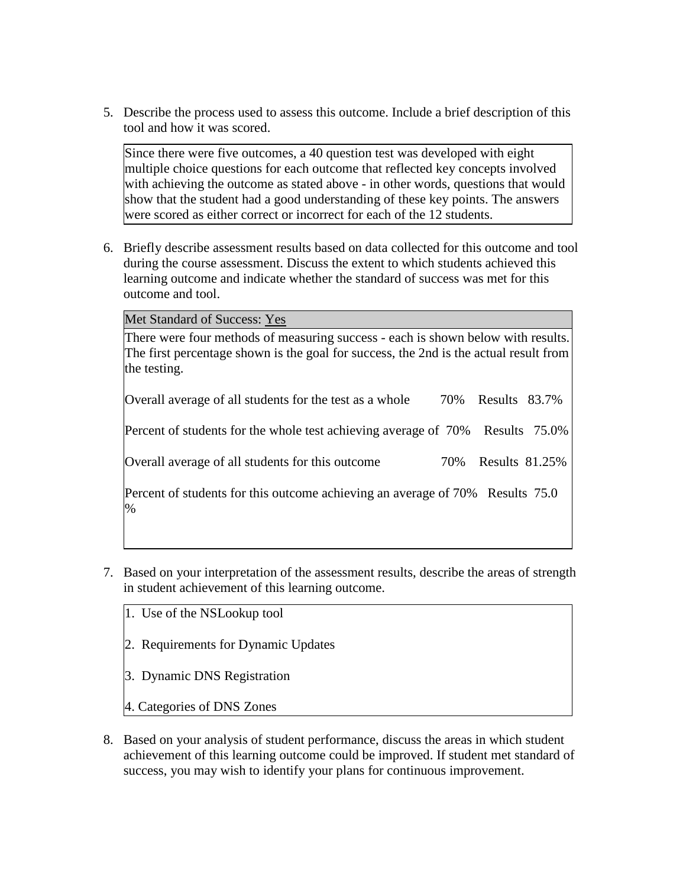5. Describe the process used to assess this outcome. Include a brief description of this tool and how it was scored.

   Since there were five outcomes, a 40 question test was developed with eight multiple choice questions for each outcome that reflected key concepts involved with achieving the outcome as stated above - in other words, questions that would show that the student had a good understanding of these key points. The answers were scored as either correct or incorrect for each of the 12 students.

6. Briefly describe assessment results based on data collected for this outcome and tool during the course assessment. Discuss the extent to which students achieved this learning outcome and indicate whether the standard of success was met for this outcome and tool.

   Met Standard of Success: Yes

   There were four methods of measuring success - each is shown below with results. The first percentage shown is the goal for success, the 2nd is the actual result from the testing.

   Overall average of all students for the test as a whole 70% Results 83.7%

   Percent of students for the whole test achieving average of 70% Results 75.0%

   Overall average of all students for this outcome 70% Results 81.25%

   Percent of students for this outcome achieving an average of 70% Results 75.0 %

7. Based on your interpretation of the assessment results, describe the areas of strength in student achievement of this learning outcome.

   1. Use of the NSLookup tool

   2. Requirements for Dynamic Updates

   3. Dynamic DNS Registration

   4. Categories of DNS Zones

8. Based on your analysis of student performance, discuss the areas in which student achievement of this learning outcome could be improved. If student met standard of success, you may wish to identify your plans for continuous improvement.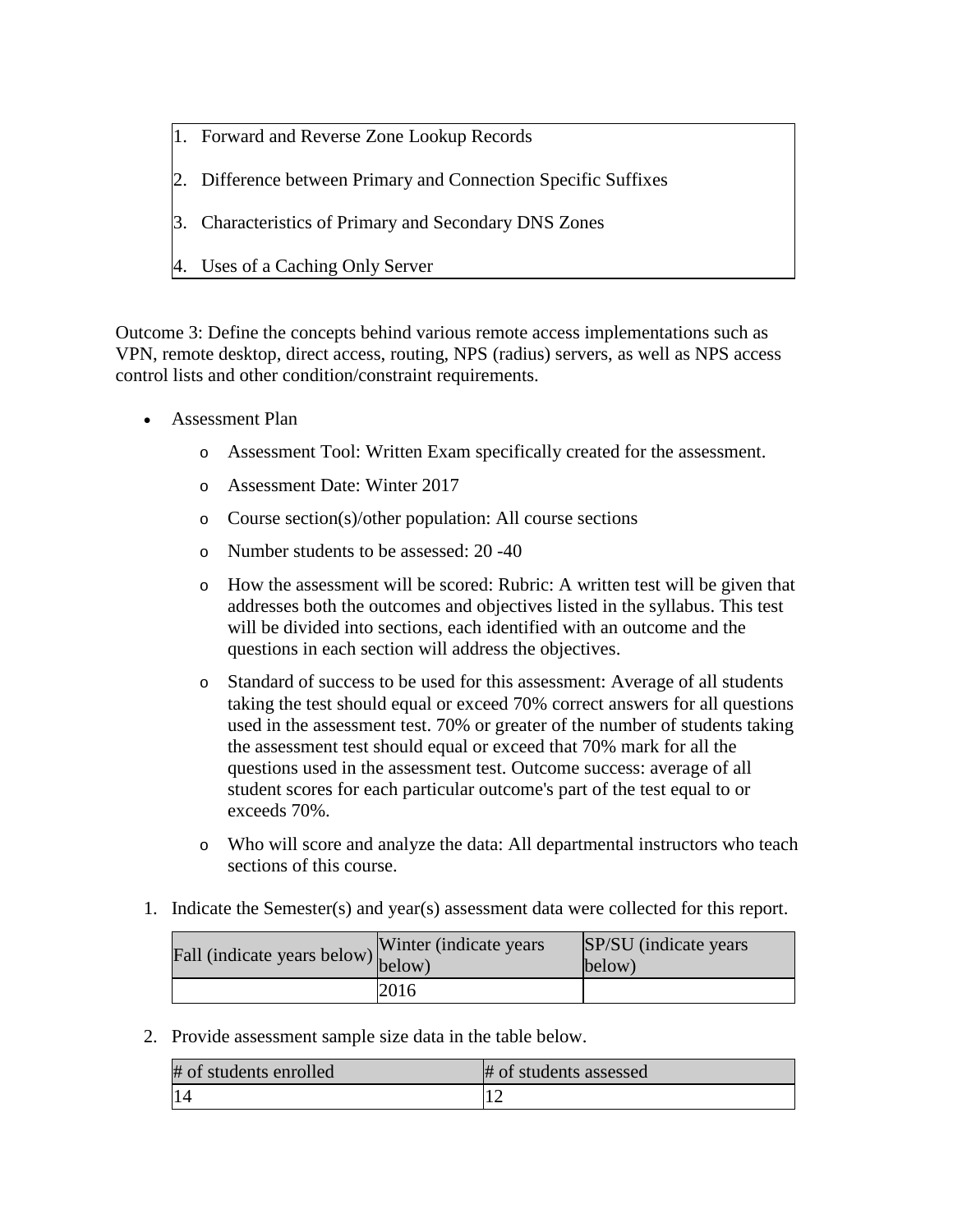| 1. Forward and Reverse Zone Lookup Records<br>2. Difference between Primary and Connection Specific Suffixes<br>3. Characteristics of Primary and Secondary DNS Zones<br>4. Uses of a Caching Only Server |
|---|

Outcome 3: Define the concepts behind various remote access implementations such as VPN, remote desktop, direct access, routing, NPS (radius) servers, as well as NPS access control lists and other condition/constraint requirements.

- Assessment Plan
  - Assessment Tool: Written Exam specifically created for the assessment.
  - Assessment Date: Winter 2017
  - Course section(s)/other population: All course sections
  - Number students to be assessed: 20 -40
  - How the assessment will be scored: Rubric: A written test will be given that addresses both the outcomes and objectives listed in the syllabus. This test will be divided into sections, each identified with an outcome and the questions in each section will address the objectives.
  - Standard of success to be used for this assessment: Average of all students taking the test should equal or exceed 70% correct answers for all questions used in the assessment test. 70% or greater of the number of students taking the assessment test should equal or exceed that 70% mark for all the questions used in the assessment test. Outcome success: average of all student scores for each particular outcome's part of the test equal to or exceeds 70%.
  - Who will score and analyze the data: All departmental instructors who teach sections of this course.

1. Indicate the Semester(s) and year(s) assessment data were collected for this report.

| Fall (indicate years below) | Winter (indicate years below) | SP/SU (indicate years below) |
|---|---|---|
| | 2016 | |

2. Provide assessment sample size data in the table below.

| # of students enrolled | # of students assessed |
|---|---|
| 14 | 12 |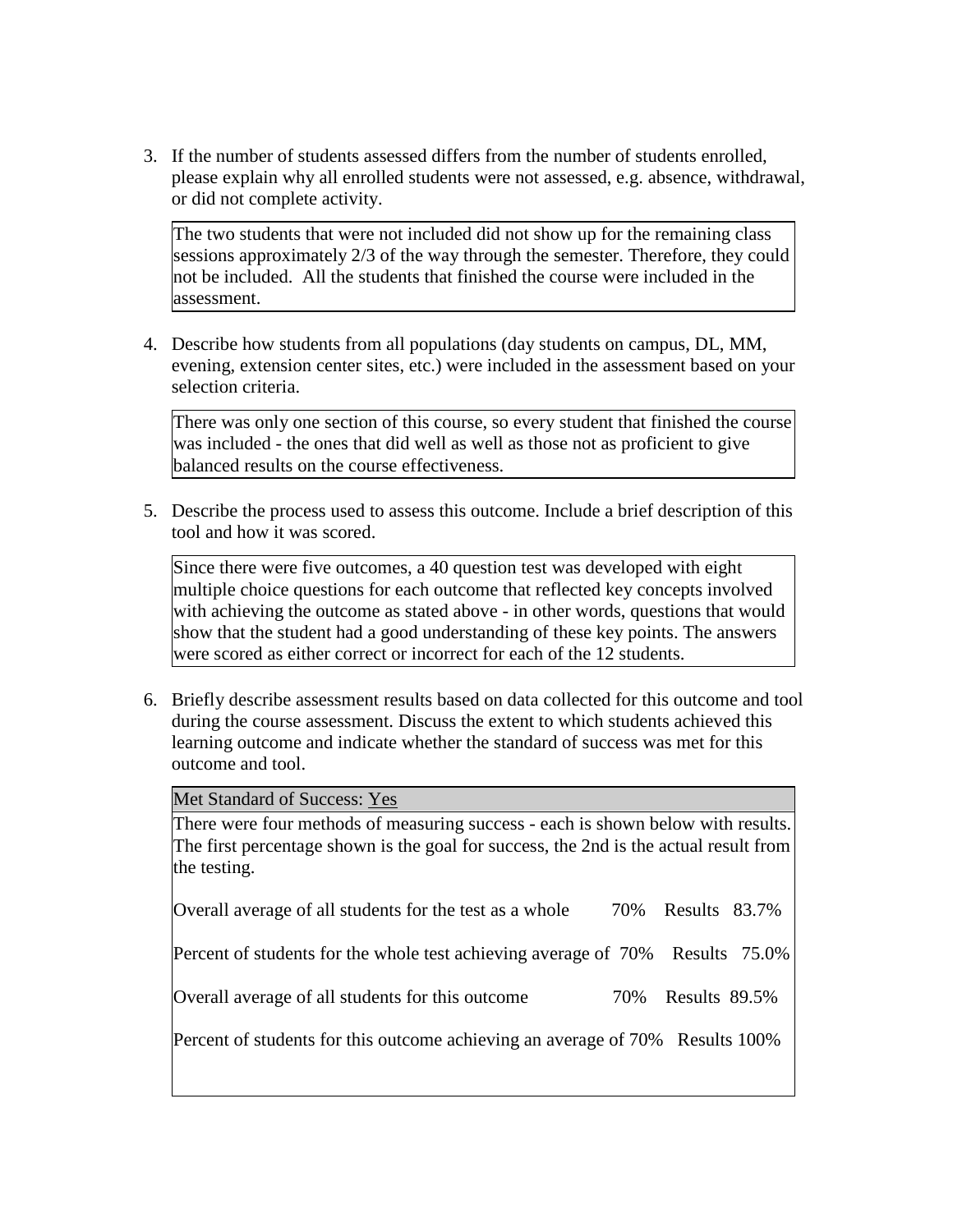3. If the number of students assessed differs from the number of students enrolled, please explain why all enrolled students were not assessed, e.g. absence, withdrawal, or did not complete activity.

   The two students that were not included did not show up for the remaining class sessions approximately 2/3 of the way through the semester. Therefore, they could not be included. All the students that finished the course were included in the assessment.

4. Describe how students from all populations (day students on campus, DL, MM, evening, extension center sites, etc.) were included in the assessment based on your selection criteria.

   There was only one section of this course, so every student that finished the course was included - the ones that did well as well as those not as proficient to give balanced results on the course effectiveness.

5. Describe the process used to assess this outcome. Include a brief description of this tool and how it was scored.

   Since there were five outcomes, a 40 question test was developed with eight multiple choice questions for each outcome that reflected key concepts involved with achieving the outcome as stated above - in other words, questions that would show that the student had a good understanding of these key points. The answers were scored as either correct or incorrect for each of the 12 students.

6. Briefly describe assessment results based on data collected for this outcome and tool during the course assessment. Discuss the extent to which students achieved this learning outcome and indicate whether the standard of success was met for this outcome and tool.

   Met Standard of Success: Yes

   There were four methods of measuring success - each is shown below with results. The first percentage shown is the goal for success, the 2nd is the actual result from the testing.

   Overall average of all students for the test as a whole 70% Results 83.7%

   Percent of students for the whole test achieving average of 70% Results 75.0%

   Overall average of all students for this outcome 70% Results 89.5%

   Percent of students for this outcome achieving an average of 70% Results 100%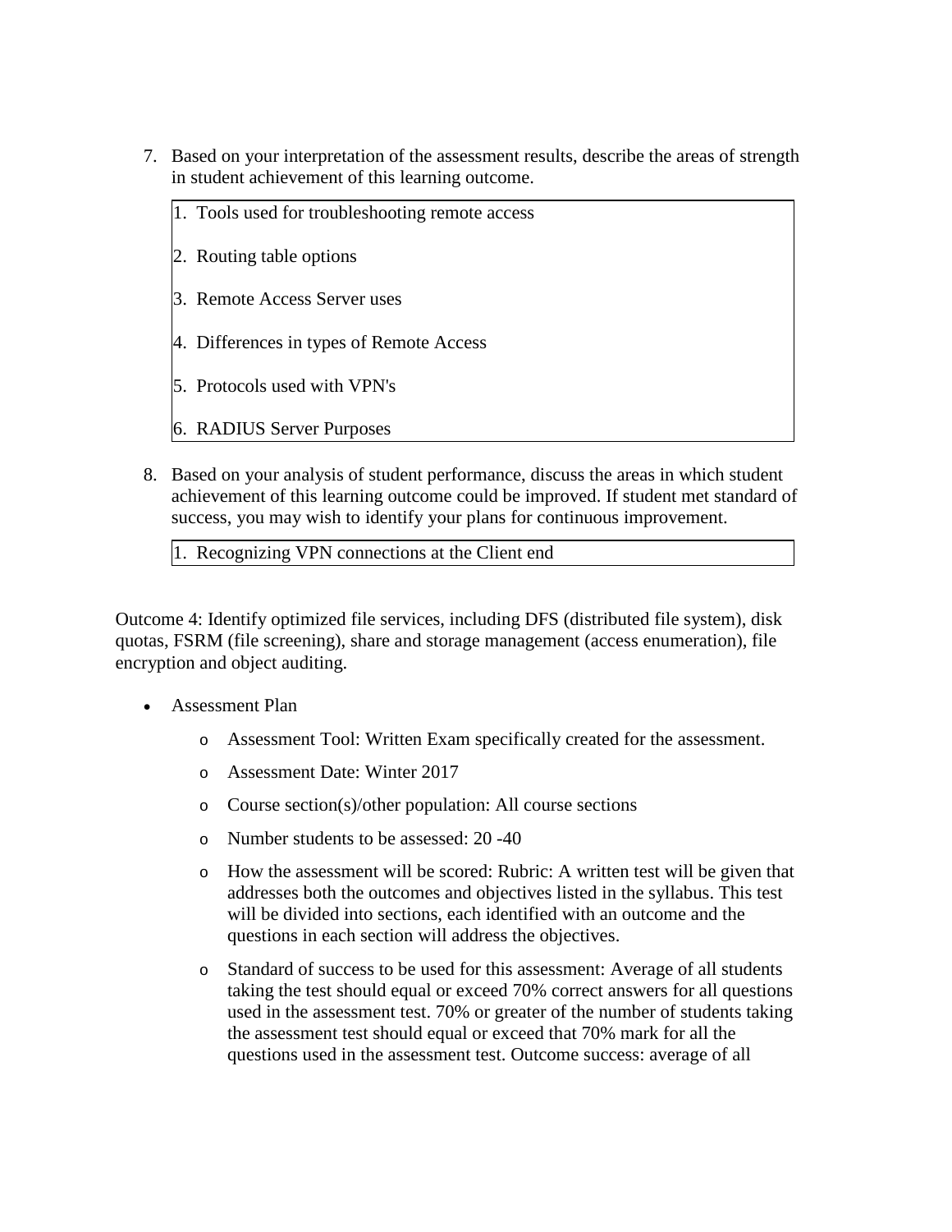7. Based on your interpretation of the assessment results, describe the areas of strength in student achievement of this learning outcome.

   1. Tools used for troubleshooting remote access
   2. Routing table options
   3. Remote Access Server uses
   4. Differences in types of Remote Access
   5. Protocols used with VPN's
   6. RADIUS Server Purposes

8. Based on your analysis of student performance, discuss the areas in which student achievement of this learning outcome could be improved. If student met standard of success, you may wish to identify your plans for continuous improvement.

   1. Recognizing VPN connections at the Client end

Outcome 4: Identify optimized file services, including DFS (distributed file system), disk quotas, FSRM (file screening), share and storage management (access enumeration), file encryption and object auditing.

- Assessment Plan
  - Assessment Tool: Written Exam specifically created for the assessment.
  - Assessment Date: Winter 2017
  - Course section(s)/other population: All course sections
  - Number students to be assessed: 20 -40
  - How the assessment will be scored: Rubric: A written test will be given that addresses both the outcomes and objectives listed in the syllabus. This test will be divided into sections, each identified with an outcome and the questions in each section will address the objectives.
  - Standard of success to be used for this assessment: Average of all students taking the test should equal or exceed 70% correct answers for all questions used in the assessment test. 70% or greater of the number of students taking the assessment test should equal or exceed that 70% mark for all the questions used in the assessment test. Outcome success: average of all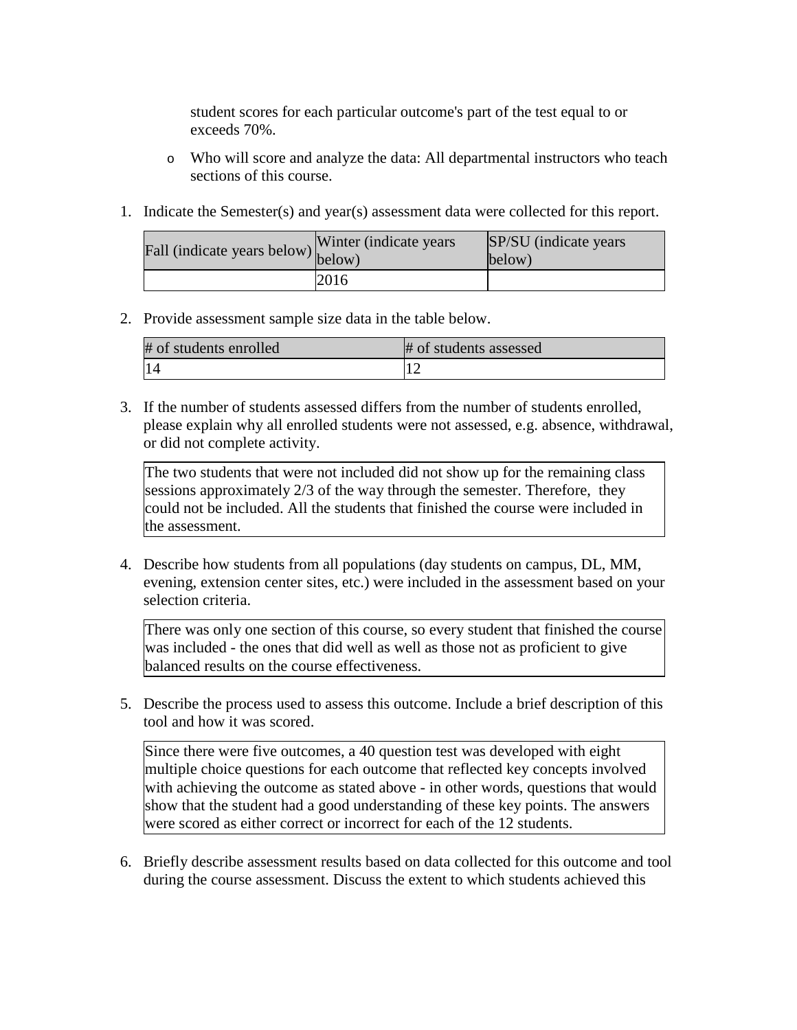student scores for each particular outcome's part of the test equal to or exceeds 70%.

- Who will score and analyze the data: All departmental instructors who teach sections of this course.

1. Indicate the Semester(s) and year(s) assessment data were collected for this report.

| Fall (indicate years below) | Winter (indicate years below) | SP/SU (indicate years below) |
|---|---|---|
| | 2016 | |

2. Provide assessment sample size data in the table below.

| # of students enrolled | # of students assessed |
|---|---|
| 14 | 12 |

3. If the number of students assessed differs from the number of students enrolled, please explain why all enrolled students were not assessed, e.g. absence, withdrawal, or did not complete activity.

| The two students that were not included did not show up for the remaining class sessions approximately 2/3 of the way through the semester. Therefore, they could not be included. All the students that finished the course were included in the assessment. |
|---|

4. Describe how students from all populations (day students on campus, DL, MM, evening, extension center sites, etc.) were included in the assessment based on your selection criteria.

| There was only one section of this course, so every student that finished the course was included - the ones that did well as well as those not as proficient to give balanced results on the course effectiveness. |
|---|

5. Describe the process used to assess this outcome. Include a brief description of this tool and how it was scored.

| Since there were five outcomes, a 40 question test was developed with eight multiple choice questions for each outcome that reflected key concepts involved with achieving the outcome as stated above - in other words, questions that would show that the student had a good understanding of these key points. The answers were scored as either correct or incorrect for each of the 12 students. |
|---|

6. Briefly describe assessment results based on data collected for this outcome and tool during the course assessment. Discuss the extent to which students achieved this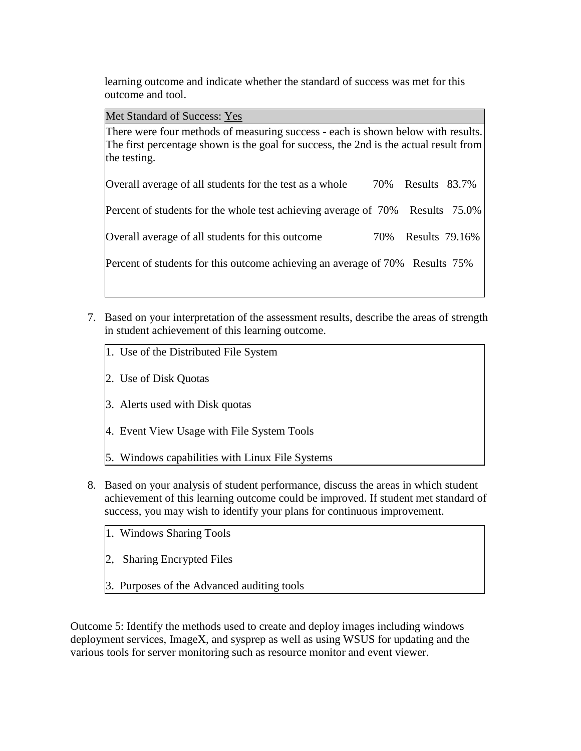learning outcome and indicate whether the standard of success was met for this outcome and tool.

| Met Standard of Success: Yes |
| --- |
| There were four methods of measuring success - each is shown below with results. The first percentage shown is the goal for success, the 2nd is the actual result from the testing.<br><br>Overall average of all students for the test as a whole 70% Results 83.7%<br><br>Percent of students for the whole test achieving average of 70% Results 75.0%<br><br>Overall average of all students for this outcome 70% Results 79.16%<br><br>Percent of students for this outcome achieving an average of 70% Results 75% |

7. Based on your interpretation of the assessment results, describe the areas of strength in student achievement of this learning outcome.

| 1. Use of the Distributed File System<br><br>2. Use of Disk Quotas<br><br>3. Alerts used with Disk quotas<br><br>4. Event View Usage with File System Tools<br><br>5. Windows capabilities with Linux File Systems |
| --- |

8. Based on your analysis of student performance, discuss the areas in which student achievement of this learning outcome could be improved. If student met standard of success, you may wish to identify your plans for continuous improvement.

| 1. Windows Sharing Tools<br><br>2, Sharing Encrypted Files<br><br>3. Purposes of the Advanced auditing tools |
| --- |

Outcome 5: Identify the methods used to create and deploy images including windows deployment services, ImageX, and sysprep as well as using WSUS for updating and the various tools for server monitoring such as resource monitor and event viewer.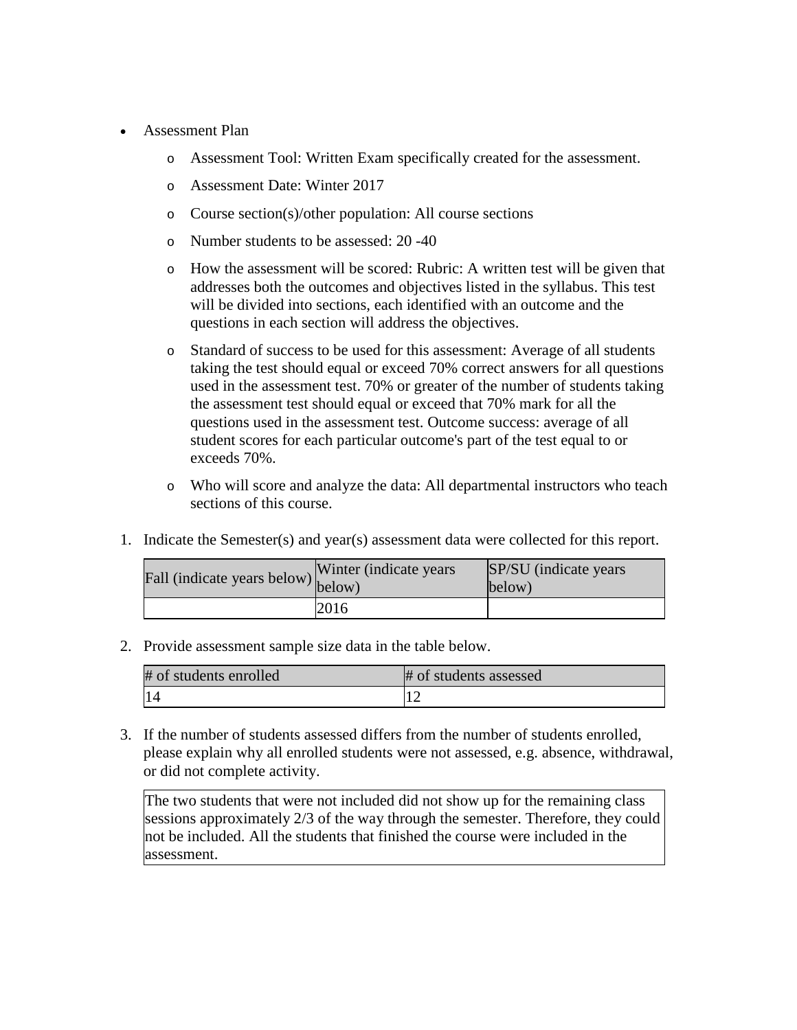- Assessment Plan
  - Assessment Tool: Written Exam specifically created for the assessment.
  - Assessment Date: Winter 2017
  - Course section(s)/other population: All course sections
  - Number students to be assessed: 20 -40
  - How the assessment will be scored: Rubric: A written test will be given that addresses both the outcomes and objectives listed in the syllabus. This test will be divided into sections, each identified with an outcome and the questions in each section will address the objectives.
  - Standard of success to be used for this assessment: Average of all students taking the test should equal or exceed 70% correct answers for all questions used in the assessment test. 70% or greater of the number of students taking the assessment test should equal or exceed that 70% mark for all the questions used in the assessment test. Outcome success: average of all student scores for each particular outcome's part of the test equal to or exceeds 70%.
  - Who will score and analyze the data: All departmental instructors who teach sections of this course.

1. Indicate the Semester(s) and year(s) assessment data were collected for this report.

| Fall (indicate years below) | Winter (indicate years below) | SP/SU (indicate years below) |
|---|---|---|
| | 2016 | |

2. Provide assessment sample size data in the table below.

| # of students enrolled | # of students assessed |
|---|---|
| 14 | 12 |

3. If the number of students assessed differs from the number of students enrolled, please explain why all enrolled students were not assessed, e.g. absence, withdrawal, or did not complete activity.

| The two students that were not included did not show up for the remaining class sessions approximately 2/3 of the way through the semester. Therefore, they could not be included. All the students that finished the course were included in the assessment. |
|---|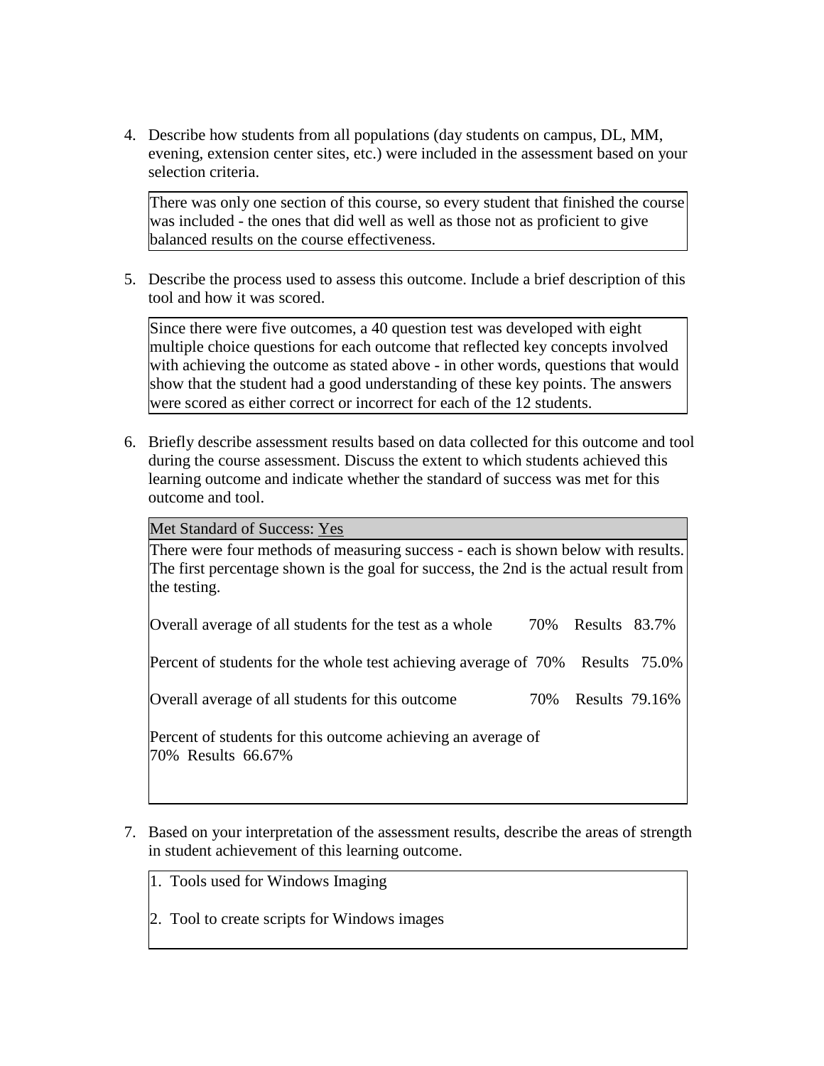4. Describe how students from all populations (day students on campus, DL, MM, evening, extension center sites, etc.) were included in the assessment based on your selection criteria.

   There was only one section of this course, so every student that finished the course was included - the ones that did well as well as those not as proficient to give balanced results on the course effectiveness.

5. Describe the process used to assess this outcome. Include a brief description of this tool and how it was scored.

   Since there were five outcomes, a 40 question test was developed with eight multiple choice questions for each outcome that reflected key concepts involved with achieving the outcome as stated above - in other words, questions that would show that the student had a good understanding of these key points. The answers were scored as either correct or incorrect for each of the 12 students.

6. Briefly describe assessment results based on data collected for this outcome and tool during the course assessment. Discuss the extent to which students achieved this learning outcome and indicate whether the standard of success was met for this outcome and tool.

   Met Standard of Success: Yes

   There were four methods of measuring success - each is shown below with results. The first percentage shown is the goal for success, the 2nd is the actual result from the testing.

   Overall average of all students for the test as a whole 70% Results 83.7%

   Percent of students for the whole test achieving average of 70% Results 75.0%

   Overall average of all students for this outcome 70% Results 79.16%

   Percent of students for this outcome achieving an average of 70% Results 66.67%

7. Based on your interpretation of the assessment results, describe the areas of strength in student achievement of this learning outcome.

   1. Tools used for Windows Imaging

   2. Tool to create scripts for Windows images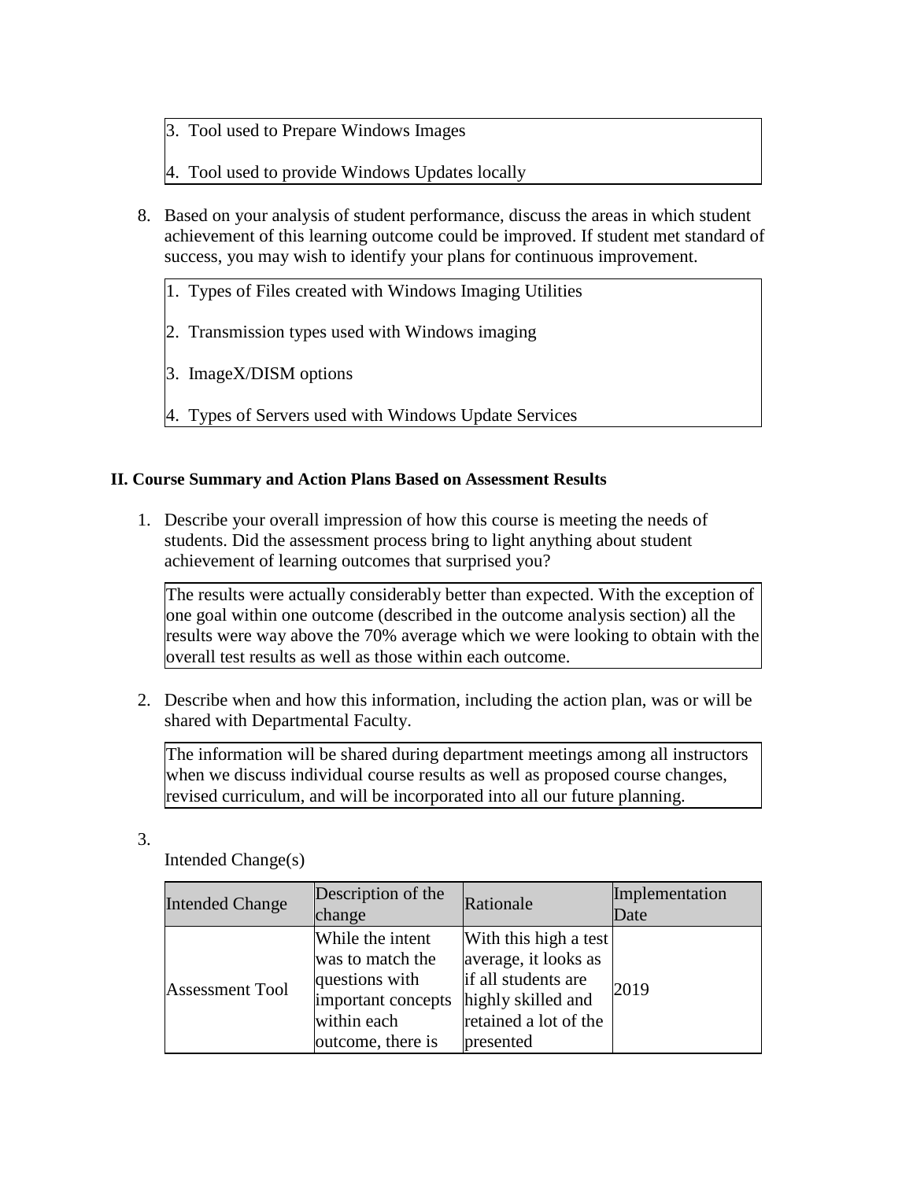3. Tool used to Prepare Windows Images

4. Tool used to provide Windows Updates locally

8. Based on your analysis of student performance, discuss the areas in which student achievement of this learning outcome could be improved. If student met standard of success, you may wish to identify your plans for continuous improvement.

1. Types of Files created with Windows Imaging Utilities

2. Transmission types used with Windows imaging

3. ImageX/DISM options

4. Types of Servers used with Windows Update Services

**II. Course Summary and Action Plans Based on Assessment Results**

1. Describe your overall impression of how this course is meeting the needs of students. Did the assessment process bring to light anything about student achievement of learning outcomes that surprised you?

The results were actually considerably better than expected. With the exception of one goal within one outcome (described in the outcome analysis section) all the results were way above the 70% average which we were looking to obtain with the overall test results as well as those within each outcome.

2. Describe when and how this information, including the action plan, was or will be shared with Departmental Faculty.

The information will be shared during department meetings among all instructors when we discuss individual course results as well as proposed course changes, revised curriculum, and will be incorporated into all our future planning.

3.

Intended Change(s)

| Intended Change | Description of the change | Rationale | Implementation Date |
|---|---|---|---|
| Assessment Tool | While the intent was to match the questions with important concepts within each outcome, there is | With this high a test average, it looks as if all students are highly skilled and retained a lot of the presented | 2019 |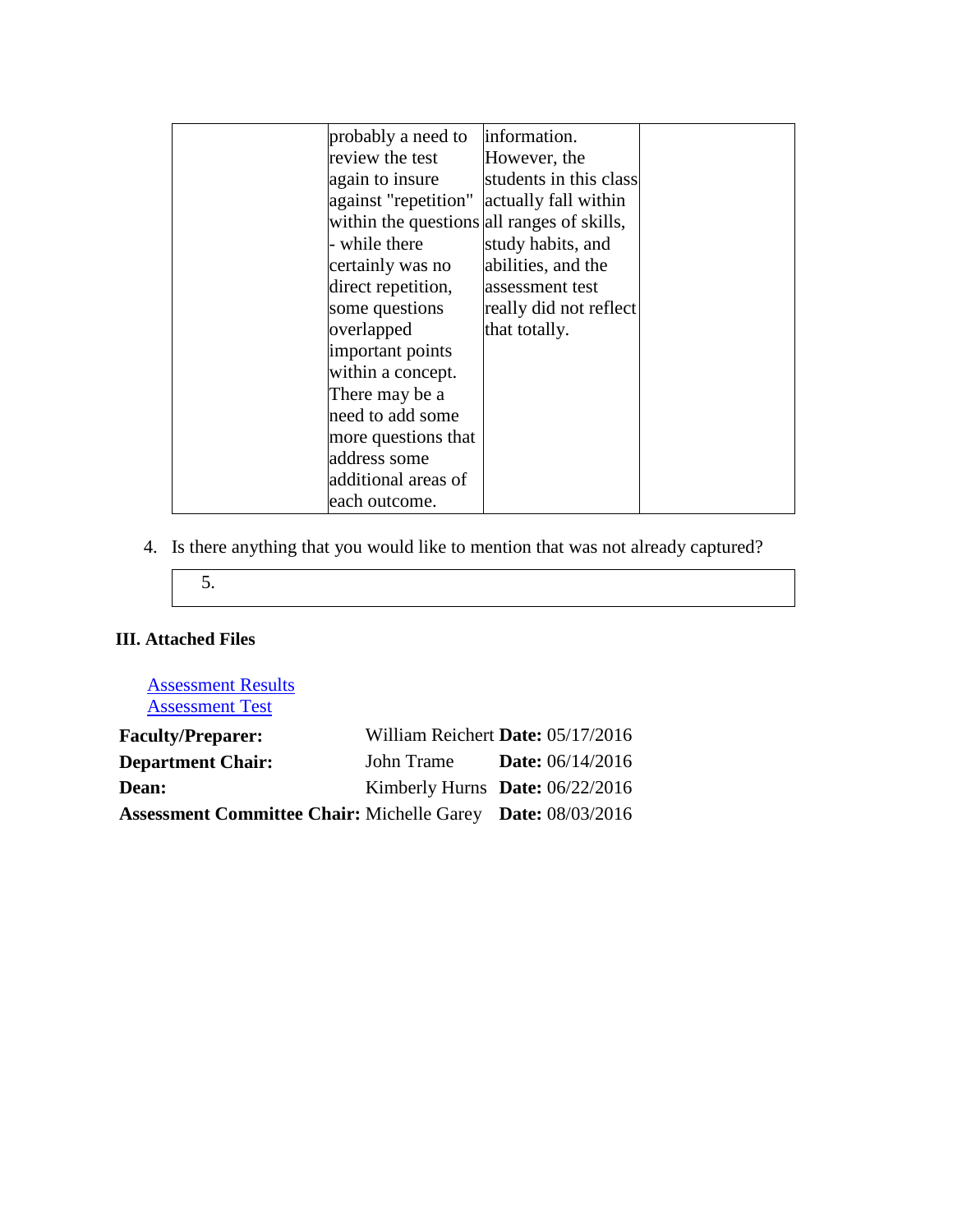| | | | |
|---|---|---|---|
| | probably a need to review the test again to insure against "repetition" within the questions - while there certainly was no direct repetition, some questions overlapped important points within a concept. There may be a need to add some more questions that address some additional areas of each outcome. | information. However, the students in this class actually fall within all ranges of skills, study habits, and abilities, and the assessment test really did not reflect that totally. | |

4. Is there anything that you would like to mention that was not already captured?

| |
|---|
| 5. |

### III. Attached Files

[Assessment Results]
[Assessment Test]

| | | |
|---|---|---|
| **Faculty/Preparer:** | William Reichert | **Date:** 05/17/2016 |
| **Department Chair:** | John Trame | **Date:** 06/14/2016 |
| **Dean:** | Kimberly Hurns | **Date:** 06/22/2016 |
| **Assessment Committee Chair:** | Michelle Garey | **Date:** 08/03/2016 |